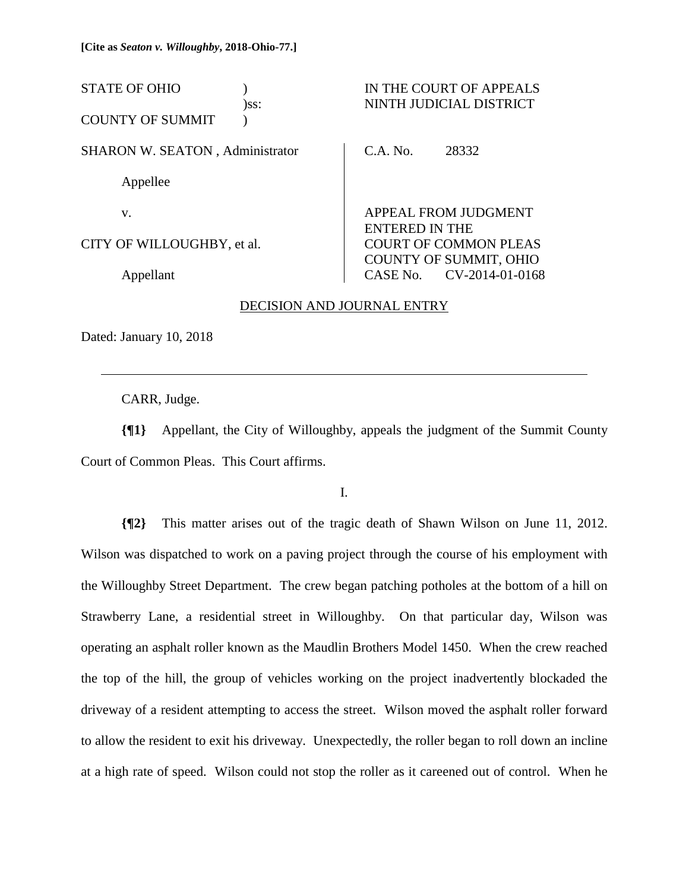**[Cite as *Seaton v. Willoughby*, 2018-Ohio-77.]**

| | |
|---|---|
| STATE OF OHIO )<br>)ss:<br>COUNTY OF SUMMIT ) | IN THE COURT OF APPEALS<br>NINTH JUDICIAL DISTRICT |
| SHARON W. SEATON , Administrator<br><br>Appellee<br><br>v.<br><br>CITY OF WILLOUGHBY, et al.<br><br>Appellant | C.A. No. 28332<br><br>APPEAL FROM JUDGMENT<br>ENTERED IN THE<br>COURT OF COMMON PLEAS<br>COUNTY OF SUMMIT, OHIO<br>CASE No. CV-2014-01-0168 |

DECISION AND JOURNAL ENTRY

Dated: January 10, 2018

---

CARR, Judge.

**{¶1}** Appellant, the City of Willoughby, appeals the judgment of the Summit County Court of Common Pleas. This Court affirms.

I.

**{¶2}** This matter arises out of the tragic death of Shawn Wilson on June 11, 2012. Wilson was dispatched to work on a paving project through the course of his employment with the Willoughby Street Department. The crew began patching potholes at the bottom of a hill on Strawberry Lane, a residential street in Willoughby. On that particular day, Wilson was operating an asphalt roller known as the Maudlin Brothers Model 1450. When the crew reached the top of the hill, the group of vehicles working on the project inadvertently blockaded the driveway of a resident attempting to access the street. Wilson moved the asphalt roller forward to allow the resident to exit his driveway. Unexpectedly, the roller began to roll down an incline at a high rate of speed. Wilson could not stop the roller as it careened out of control. When he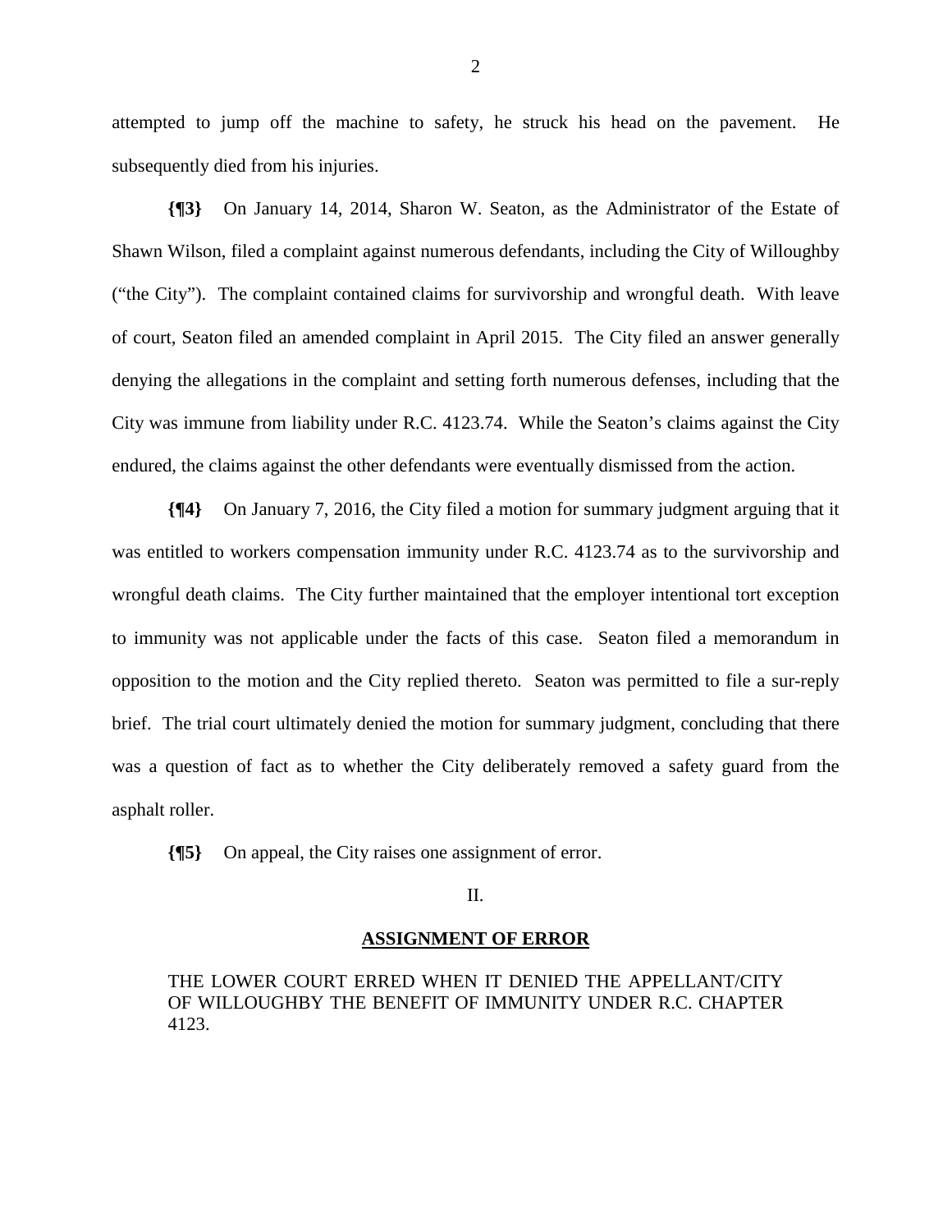attempted to jump off the machine to safety, he struck his head on the pavement. He subsequently died from his injuries.

**{¶3}** On January 14, 2014, Sharon W. Seaton, as the Administrator of the Estate of Shawn Wilson, filed a complaint against numerous defendants, including the City of Willoughby ("the City"). The complaint contained claims for survivorship and wrongful death. With leave of court, Seaton filed an amended complaint in April 2015. The City filed an answer generally denying the allegations in the complaint and setting forth numerous defenses, including that the City was immune from liability under R.C. 4123.74. While the Seaton's claims against the City endured, the claims against the other defendants were eventually dismissed from the action.

**{¶4}** On January 7, 2016, the City filed a motion for summary judgment arguing that it was entitled to workers compensation immunity under R.C. 4123.74 as to the survivorship and wrongful death claims. The City further maintained that the employer intentional tort exception to immunity was not applicable under the facts of this case. Seaton filed a memorandum in opposition to the motion and the City replied thereto. Seaton was permitted to file a sur-reply brief. The trial court ultimately denied the motion for summary judgment, concluding that there was a question of fact as to whether the City deliberately removed a safety guard from the asphalt roller.

**{¶5}** On appeal, the City raises one assignment of error.

II.

**ASSIGNMENT OF ERROR**

THE LOWER COURT ERRED WHEN IT DENIED THE APPELLANT/CITY OF WILLOUGHBY THE BENEFIT OF IMMUNITY UNDER R.C. CHAPTER 4123.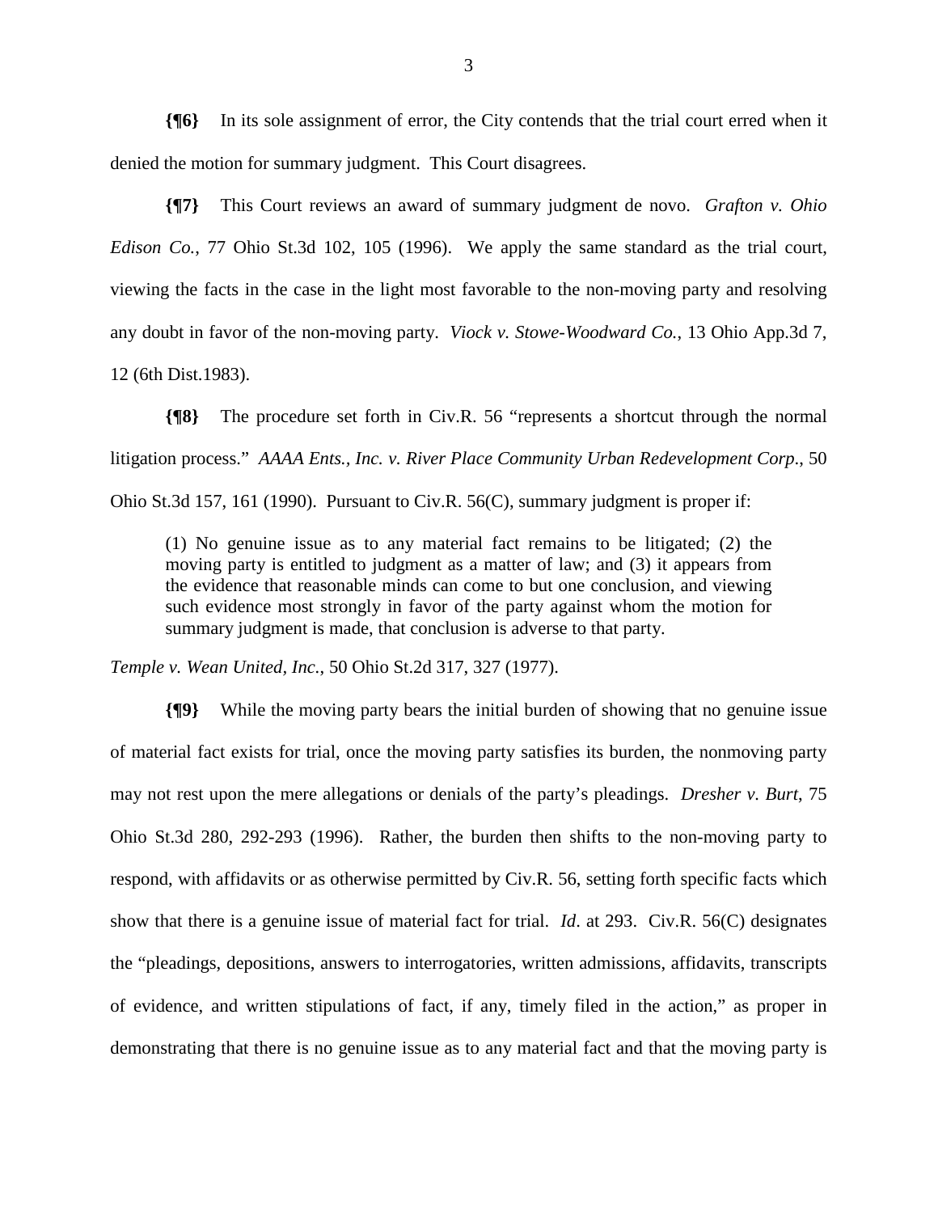**{¶6}** In its sole assignment of error, the City contends that the trial court erred when it denied the motion for summary judgment. This Court disagrees.

**{¶7}** This Court reviews an award of summary judgment de novo. *Grafton v. Ohio Edison Co.*, 77 Ohio St.3d 102, 105 (1996). We apply the same standard as the trial court, viewing the facts in the case in the light most favorable to the non-moving party and resolving any doubt in favor of the non-moving party. *Viock v. Stowe-Woodward Co.*, 13 Ohio App.3d 7, 12 (6th Dist.1983).

**{¶8}** The procedure set forth in Civ.R. 56 "represents a shortcut through the normal litigation process." *AAAA Ents., Inc. v. River Place Community Urban Redevelopment Corp.*, 50 Ohio St.3d 157, 161 (1990). Pursuant to Civ.R. 56(C), summary judgment is proper if:

> (1) No genuine issue as to any material fact remains to be litigated; (2) the moving party is entitled to judgment as a matter of law; and (3) it appears from the evidence that reasonable minds can come to but one conclusion, and viewing such evidence most strongly in favor of the party against whom the motion for summary judgment is made, that conclusion is adverse to that party.

*Temple v. Wean United, Inc.*, 50 Ohio St.2d 317, 327 (1977).

**{¶9}** While the moving party bears the initial burden of showing that no genuine issue of material fact exists for trial, once the moving party satisfies its burden, the nonmoving party may not rest upon the mere allegations or denials of the party's pleadings. *Dresher v. Burt*, 75 Ohio St.3d 280, 292-293 (1996). Rather, the burden then shifts to the non-moving party to respond, with affidavits or as otherwise permitted by Civ.R. 56, setting forth specific facts which show that there is a genuine issue of material fact for trial. *Id*. at 293. Civ.R. 56(C) designates the "pleadings, depositions, answers to interrogatories, written admissions, affidavits, transcripts of evidence, and written stipulations of fact, if any, timely filed in the action," as proper in demonstrating that there is no genuine issue as to any material fact and that the moving party is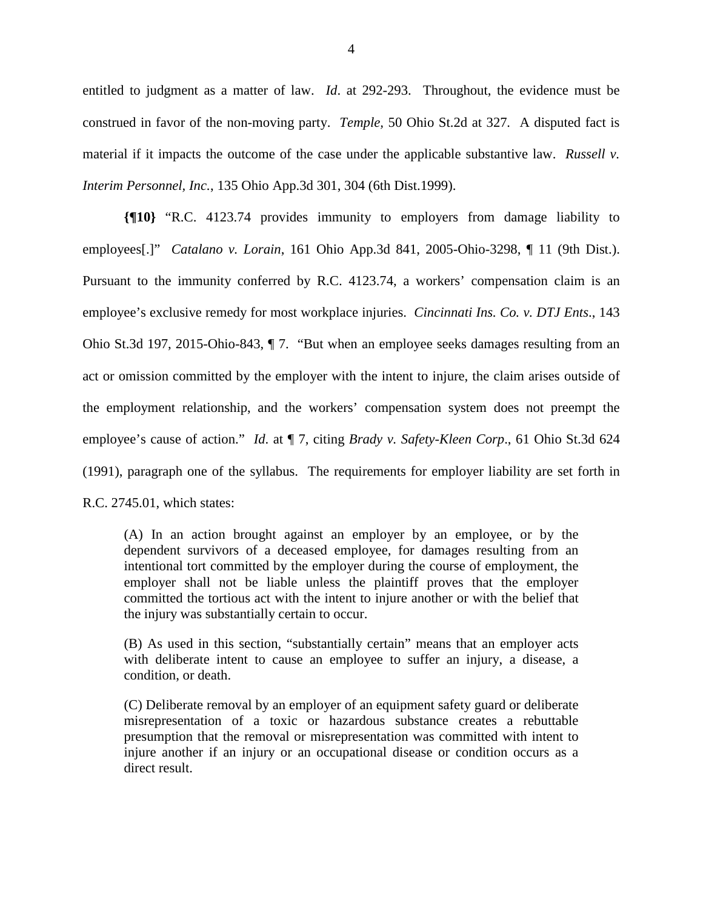entitled to judgment as a matter of law. *Id*. at 292-293. Throughout, the evidence must be construed in favor of the non-moving party. *Temple*, 50 Ohio St.2d at 327. A disputed fact is material if it impacts the outcome of the case under the applicable substantive law. *Russell v. Interim Personnel, Inc.*, 135 Ohio App.3d 301, 304 (6th Dist.1999).

**{¶10}** "R.C. 4123.74 provides immunity to employers from damage liability to employees[.]" *Catalano v. Lorain*, 161 Ohio App.3d 841, 2005-Ohio-3298, ¶ 11 (9th Dist.). Pursuant to the immunity conferred by R.C. 4123.74, a workers' compensation claim is an employee's exclusive remedy for most workplace injuries. *Cincinnati Ins. Co. v. DTJ Ents*., 143 Ohio St.3d 197, 2015-Ohio-843, ¶ 7. "But when an employee seeks damages resulting from an act or omission committed by the employer with the intent to injure, the claim arises outside of the employment relationship, and the workers' compensation system does not preempt the employee's cause of action." *Id*. at ¶ 7, citing *Brady v. Safety-Kleen Corp*., 61 Ohio St.3d 624 (1991), paragraph one of the syllabus. The requirements for employer liability are set forth in R.C. 2745.01, which states:

> (A) In an action brought against an employer by an employee, or by the dependent survivors of a deceased employee, for damages resulting from an intentional tort committed by the employer during the course of employment, the employer shall not be liable unless the plaintiff proves that the employer committed the tortious act with the intent to injure another or with the belief that the injury was substantially certain to occur.
>
> (B) As used in this section, "substantially certain" means that an employer acts with deliberate intent to cause an employee to suffer an injury, a disease, a condition, or death.
>
> (C) Deliberate removal by an employer of an equipment safety guard or deliberate misrepresentation of a toxic or hazardous substance creates a rebuttable presumption that the removal or misrepresentation was committed with intent to injure another if an injury or an occupational disease or condition occurs as a direct result.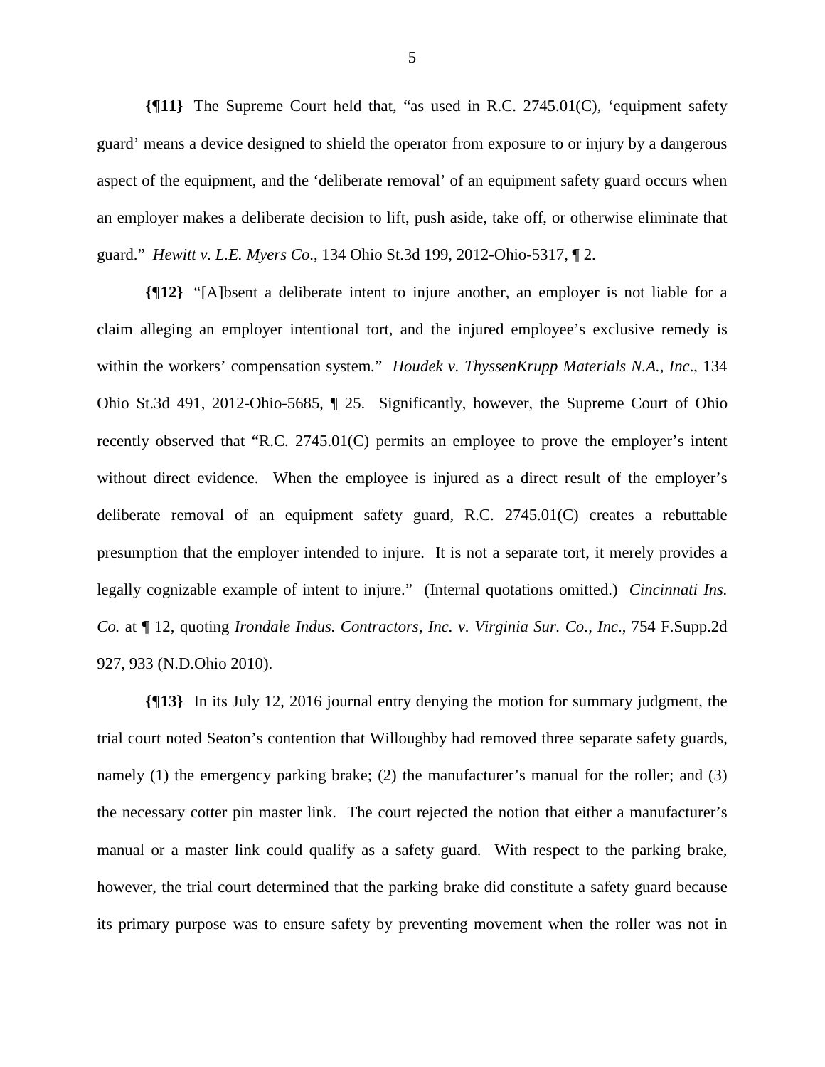**{¶11}** The Supreme Court held that, "as used in R.C. 2745.01(C), 'equipment safety guard' means a device designed to shield the operator from exposure to or injury by a dangerous aspect of the equipment, and the 'deliberate removal' of an equipment safety guard occurs when an employer makes a deliberate decision to lift, push aside, take off, or otherwise eliminate that guard." *Hewitt v. L.E. Myers Co.*, 134 Ohio St.3d 199, 2012-Ohio-5317, ¶ 2.

**{¶12}** "[A]bsent a deliberate intent to injure another, an employer is not liable for a claim alleging an employer intentional tort, and the injured employee's exclusive remedy is within the workers' compensation system." *Houdek v. ThyssenKrupp Materials N.A., Inc*., 134 Ohio St.3d 491, 2012-Ohio-5685, ¶ 25. Significantly, however, the Supreme Court of Ohio recently observed that "R.C. 2745.01(C) permits an employee to prove the employer's intent without direct evidence. When the employee is injured as a direct result of the employer's deliberate removal of an equipment safety guard, R.C. 2745.01(C) creates a rebuttable presumption that the employer intended to injure. It is not a separate tort, it merely provides a legally cognizable example of intent to injure." (Internal quotations omitted.) *Cincinnati Ins. Co.* at ¶ 12, quoting *Irondale Indus. Contractors, Inc. v. Virginia Sur. Co., Inc*., 754 F.Supp.2d 927, 933 (N.D.Ohio 2010).

**{¶13}** In its July 12, 2016 journal entry denying the motion for summary judgment, the trial court noted Seaton's contention that Willoughby had removed three separate safety guards, namely (1) the emergency parking brake; (2) the manufacturer's manual for the roller; and (3) the necessary cotter pin master link. The court rejected the notion that either a manufacturer's manual or a master link could qualify as a safety guard. With respect to the parking brake, however, the trial court determined that the parking brake did constitute a safety guard because its primary purpose was to ensure safety by preventing movement when the roller was not in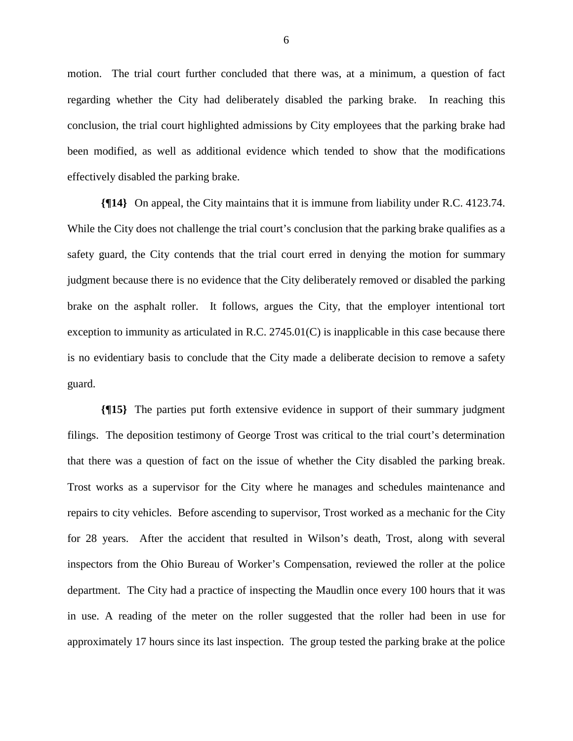motion. The trial court further concluded that there was, at a minimum, a question of fact regarding whether the City had deliberately disabled the parking brake. In reaching this conclusion, the trial court highlighted admissions by City employees that the parking brake had been modified, as well as additional evidence which tended to show that the modifications effectively disabled the parking brake.

**{¶14}** On appeal, the City maintains that it is immune from liability under R.C. 4123.74. While the City does not challenge the trial court's conclusion that the parking brake qualifies as a safety guard, the City contends that the trial court erred in denying the motion for summary judgment because there is no evidence that the City deliberately removed or disabled the parking brake on the asphalt roller. It follows, argues the City, that the employer intentional tort exception to immunity as articulated in R.C. 2745.01(C) is inapplicable in this case because there is no evidentiary basis to conclude that the City made a deliberate decision to remove a safety guard.

**{¶15}** The parties put forth extensive evidence in support of their summary judgment filings. The deposition testimony of George Trost was critical to the trial court's determination that there was a question of fact on the issue of whether the City disabled the parking break. Trost works as a supervisor for the City where he manages and schedules maintenance and repairs to city vehicles. Before ascending to supervisor, Trost worked as a mechanic for the City for 28 years. After the accident that resulted in Wilson's death, Trost, along with several inspectors from the Ohio Bureau of Worker's Compensation, reviewed the roller at the police department. The City had a practice of inspecting the Maudlin once every 100 hours that it was in use. A reading of the meter on the roller suggested that the roller had been in use for approximately 17 hours since its last inspection. The group tested the parking brake at the police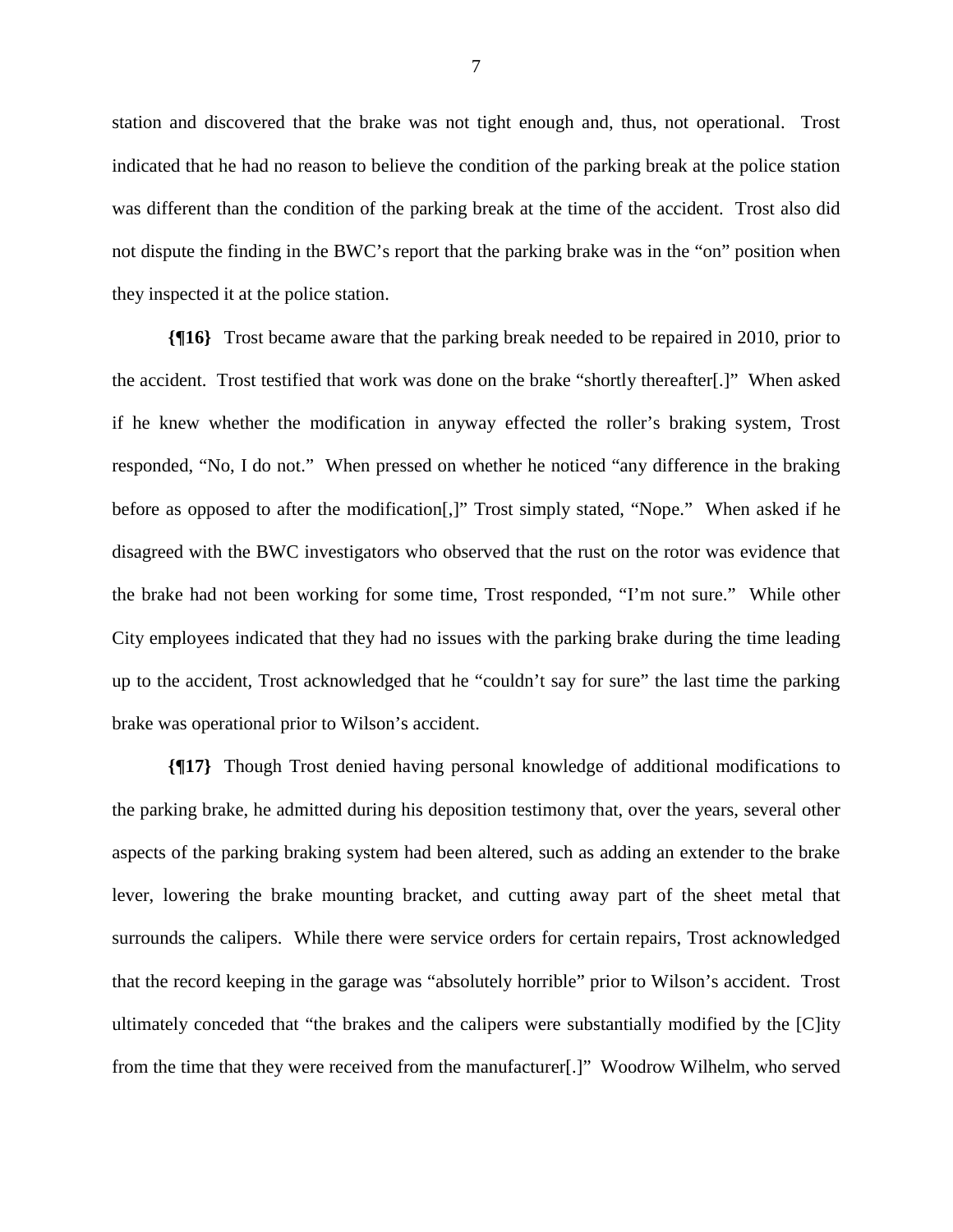station and discovered that the brake was not tight enough and, thus, not operational. Trost indicated that he had no reason to believe the condition of the parking break at the police station was different than the condition of the parking break at the time of the accident. Trost also did not dispute the finding in the BWC's report that the parking brake was in the "on" position when they inspected it at the police station.

**{¶16}** Trost became aware that the parking break needed to be repaired in 2010, prior to the accident. Trost testified that work was done on the brake "shortly thereafter[.]" When asked if he knew whether the modification in anyway effected the roller's braking system, Trost responded, "No, I do not." When pressed on whether he noticed "any difference in the braking before as opposed to after the modification[,]" Trost simply stated, "Nope." When asked if he disagreed with the BWC investigators who observed that the rust on the rotor was evidence that the brake had not been working for some time, Trost responded, "I'm not sure." While other City employees indicated that they had no issues with the parking brake during the time leading up to the accident, Trost acknowledged that he "couldn't say for sure" the last time the parking brake was operational prior to Wilson's accident.

**{¶17}** Though Trost denied having personal knowledge of additional modifications to the parking brake, he admitted during his deposition testimony that, over the years, several other aspects of the parking braking system had been altered, such as adding an extender to the brake lever, lowering the brake mounting bracket, and cutting away part of the sheet metal that surrounds the calipers. While there were service orders for certain repairs, Trost acknowledged that the record keeping in the garage was "absolutely horrible" prior to Wilson's accident. Trost ultimately conceded that "the brakes and the calipers were substantially modified by the [C]ity from the time that they were received from the manufacturer[.]" Woodrow Wilhelm, who served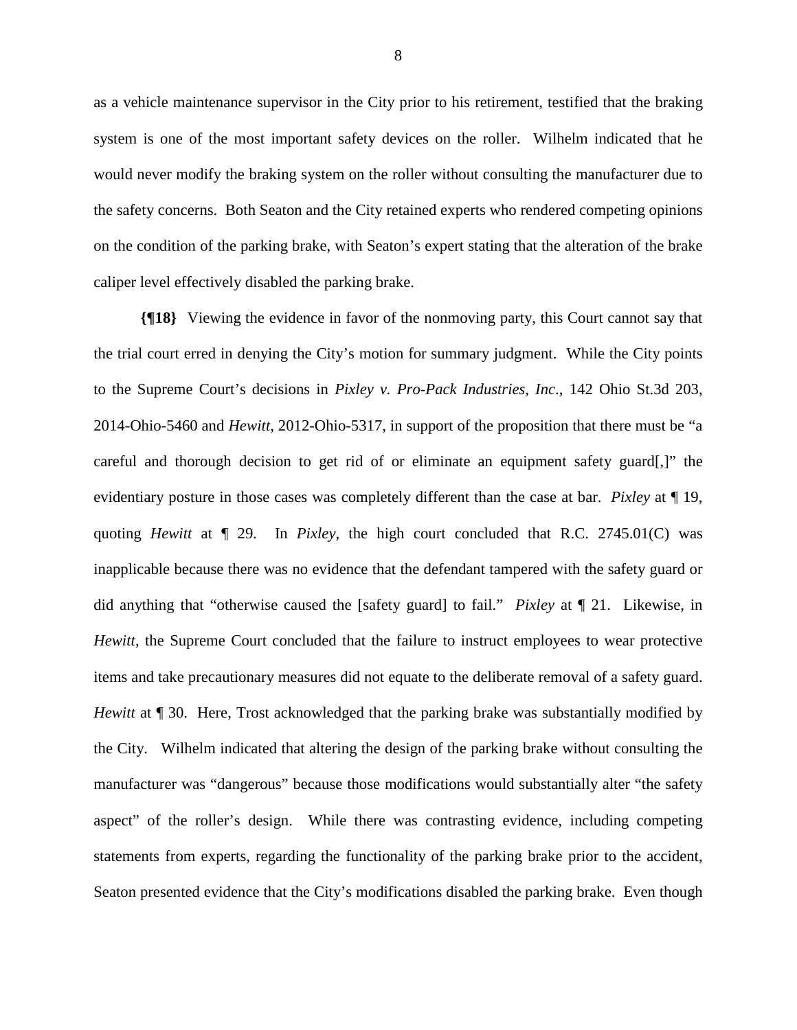as a vehicle maintenance supervisor in the City prior to his retirement, testified that the braking system is one of the most important safety devices on the roller. Wilhelm indicated that he would never modify the braking system on the roller without consulting the manufacturer due to the safety concerns. Both Seaton and the City retained experts who rendered competing opinions on the condition of the parking brake, with Seaton's expert stating that the alteration of the brake caliper level effectively disabled the parking brake.

**{¶18}** Viewing the evidence in favor of the nonmoving party, this Court cannot say that the trial court erred in denying the City's motion for summary judgment. While the City points to the Supreme Court's decisions in *Pixley v. Pro-Pack Industries, Inc*., 142 Ohio St.3d 203, 2014-Ohio-5460 and *Hewitt*, 2012-Ohio-5317, in support of the proposition that there must be "a careful and thorough decision to get rid of or eliminate an equipment safety guard[,]" the evidentiary posture in those cases was completely different than the case at bar. *Pixley* at ¶ 19, quoting *Hewitt* at ¶ 29. In *Pixley*, the high court concluded that R.C. 2745.01(C) was inapplicable because there was no evidence that the defendant tampered with the safety guard or did anything that "otherwise caused the [safety guard] to fail." *Pixley* at ¶ 21. Likewise, in *Hewitt*, the Supreme Court concluded that the failure to instruct employees to wear protective items and take precautionary measures did not equate to the deliberate removal of a safety guard. *Hewitt* at ¶ 30. Here, Trost acknowledged that the parking brake was substantially modified by the City. Wilhelm indicated that altering the design of the parking brake without consulting the manufacturer was "dangerous" because those modifications would substantially alter "the safety aspect" of the roller's design. While there was contrasting evidence, including competing statements from experts, regarding the functionality of the parking brake prior to the accident, Seaton presented evidence that the City's modifications disabled the parking brake. Even though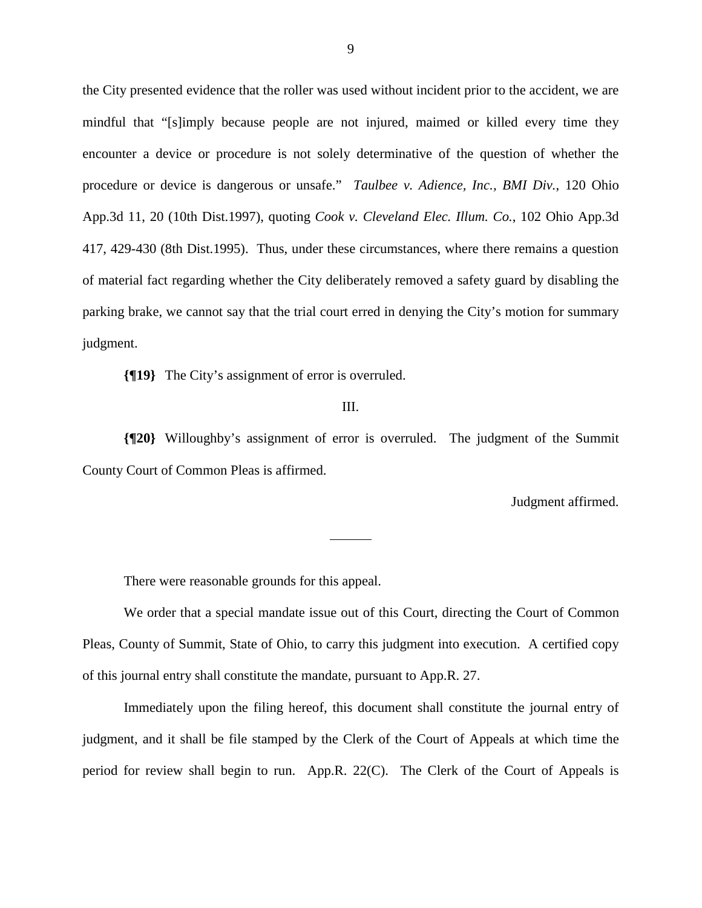the City presented evidence that the roller was used without incident prior to the accident, we are mindful that "[s]imply because people are not injured, maimed or killed every time they encounter a device or procedure is not solely determinative of the question of whether the procedure or device is dangerous or unsafe." *Taulbee v. Adience, Inc., BMI Div.*, 120 Ohio App.3d 11, 20 (10th Dist.1997), quoting *Cook v. Cleveland Elec. Illum. Co.*, 102 Ohio App.3d 417, 429-430 (8th Dist.1995). Thus, under these circumstances, where there remains a question of material fact regarding whether the City deliberately removed a safety guard by disabling the parking brake, we cannot say that the trial court erred in denying the City's motion for summary judgment.

**{¶19}** The City's assignment of error is overruled.

III.

**{¶20}** Willoughby's assignment of error is overruled. The judgment of the Summit County Court of Common Pleas is affirmed.

Judgment affirmed.

---

There were reasonable grounds for this appeal.

We order that a special mandate issue out of this Court, directing the Court of Common Pleas, County of Summit, State of Ohio, to carry this judgment into execution. A certified copy of this journal entry shall constitute the mandate, pursuant to App.R. 27.

Immediately upon the filing hereof, this document shall constitute the journal entry of judgment, and it shall be file stamped by the Clerk of the Court of Appeals at which time the period for review shall begin to run. App.R. 22(C). The Clerk of the Court of Appeals is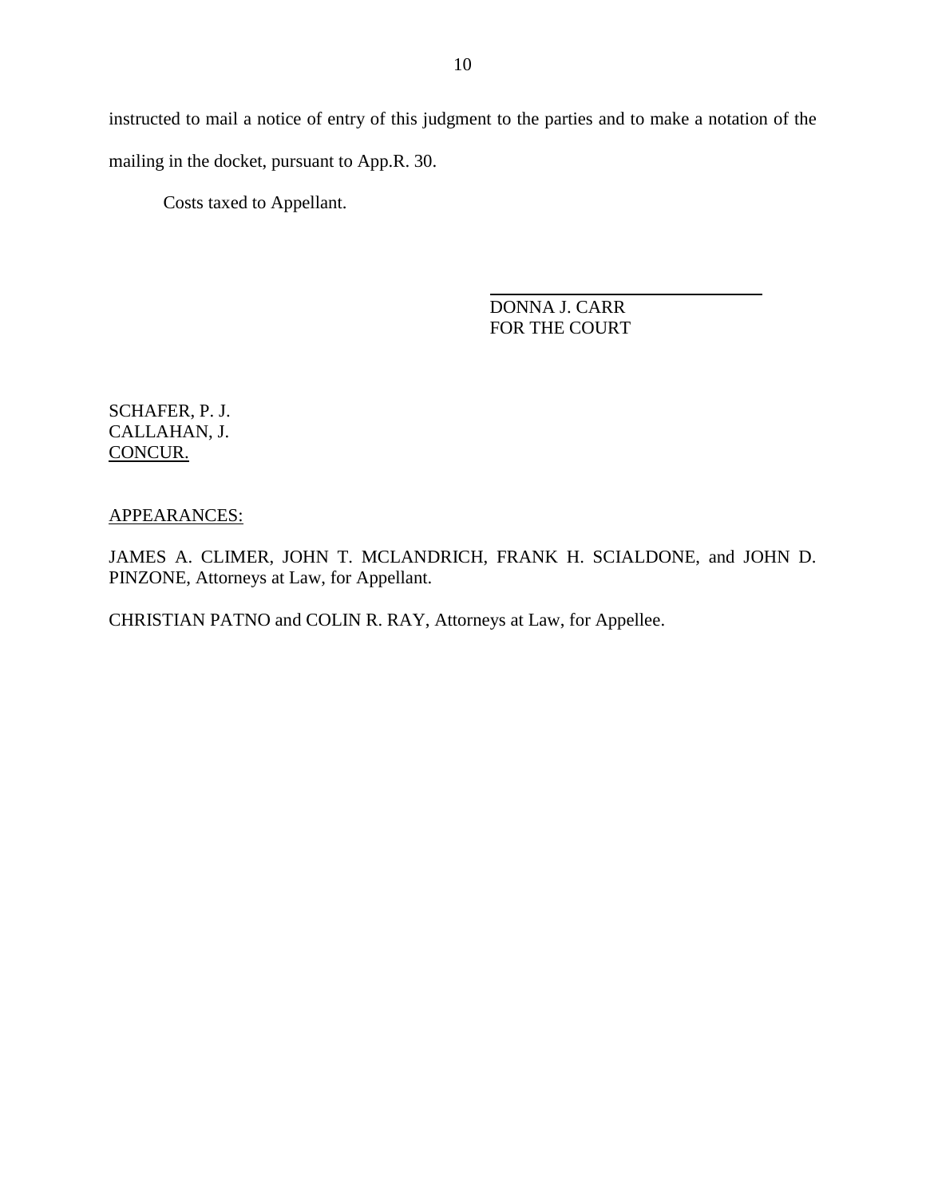instructed to mail a notice of entry of this judgment to the parties and to make a notation of the mailing in the docket, pursuant to App.R. 30.

Costs taxed to Appellant.

DONNA J. CARR
FOR THE COURT

SCHAFER, P. J.
CALLAHAN, J.
CONCUR.

APPEARANCES:

JAMES A. CLIMER, JOHN T. MCLANDRICH, FRANK H. SCIALDONE, and JOHN D. PINZONE, Attorneys at Law, for Appellant.

CHRISTIAN PATNO and COLIN R. RAY, Attorneys at Law, for Appellee.